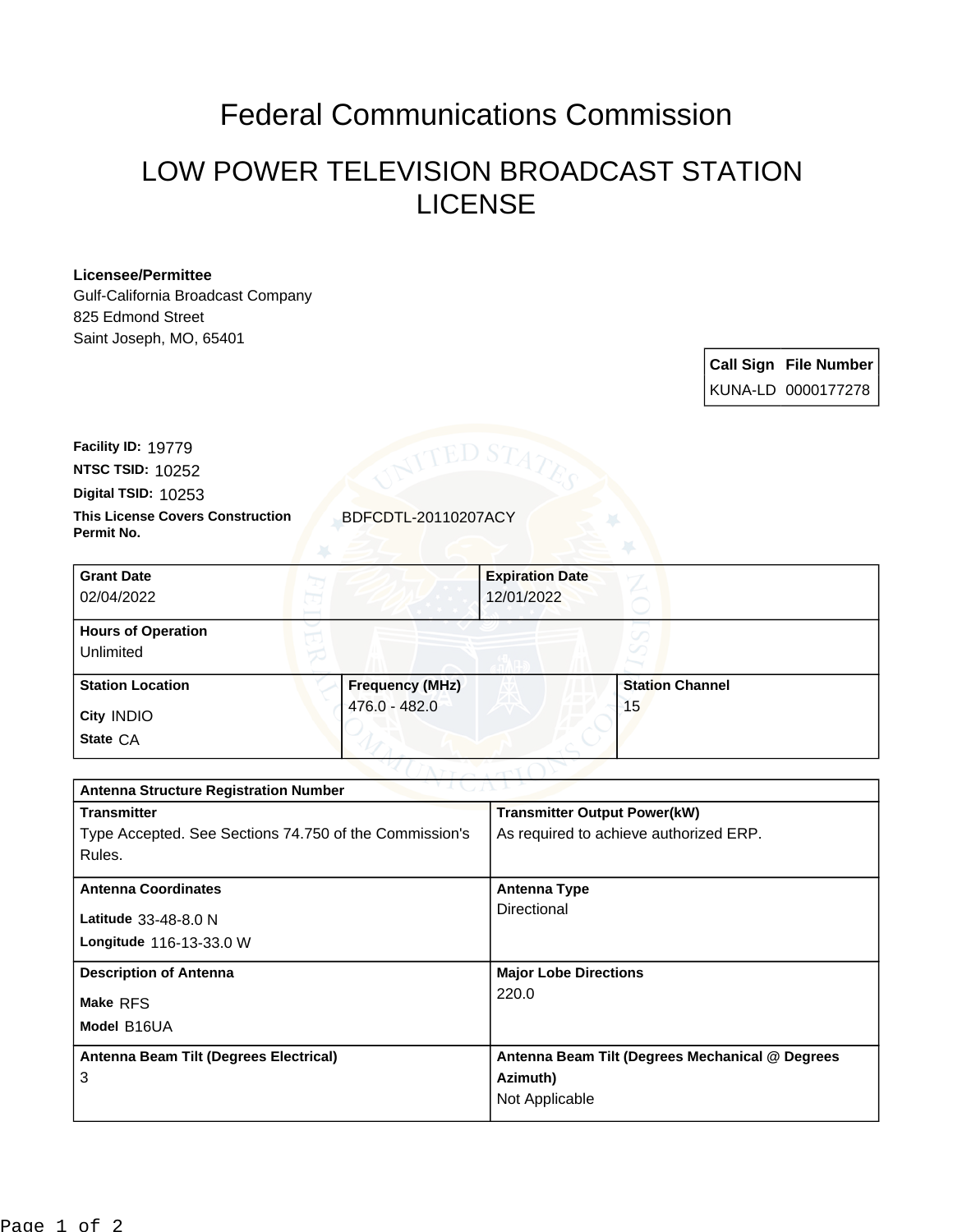# Federal Communications Commission

## LOW POWER TELEVISION BROADCAST STATION LICENSE

**Licensee/Permittee**
Gulf-California Broadcast Company
825 Edmond Street
Saint Joseph, MO, 65401

| Call Sign | File Number |
|---|---|
| KUNA-LD | 0000177278 |

**Facility ID:** 19779
**NTSC TSID:** 10252
**Digital TSID:** 10253
**This License Covers Construction Permit No.** BDFCDTL-20110207ACY

| Grant Date | Expiration Date | |
|---|---|---|
| 02/04/2022 | 12/01/2022 | |
| **Hours of Operation** | | |
| Unlimited | | |
| **Station Location** | **Frequency (MHz)** | **Station Channel** |
| City INDIO<br>State CA | 476.0 - 482.0 | 15 |

| Antenna Structure Registration Number | |
|---|---|
| **Transmitter** | **Transmitter Output Power(kW)** |
| Type Accepted. See Sections 74.750 of the Commission's Rules. | As required to achieve authorized ERP. |
| **Antenna Coordinates** | **Antenna Type** |
| Latitude 33-48-8.0 N<br>Longitude 116-13-33.0 W | Directional |
| **Description of Antenna** | **Major Lobe Directions** |
| Make RFS<br>Model B16UA | 220.0 |
| **Antenna Beam Tilt (Degrees Electrical)** | **Antenna Beam Tilt (Degrees Mechanical @ Degrees Azimuth)** |
| 3 | Not Applicable |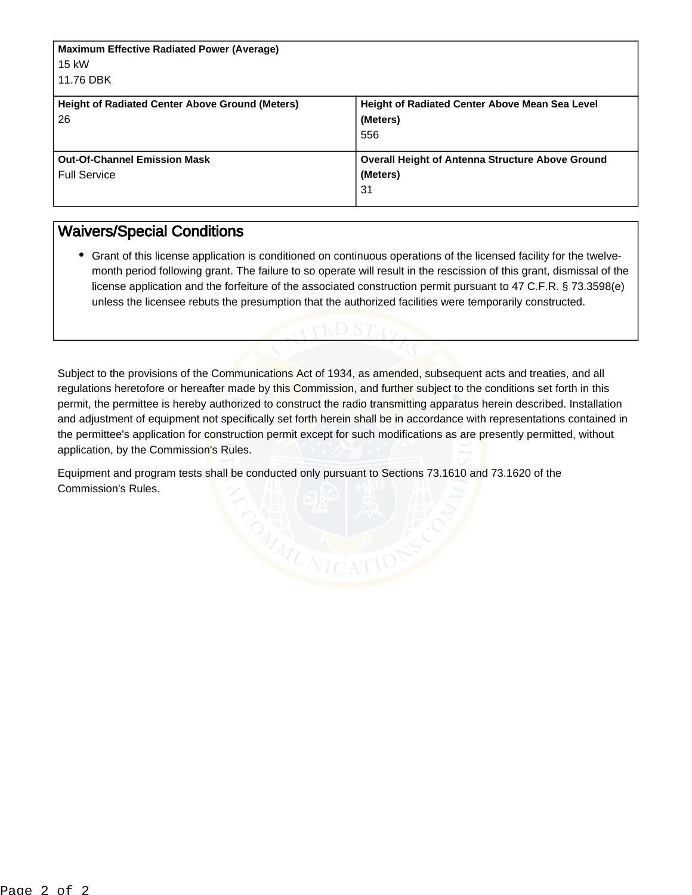| | |
|---|---|
| **Maximum Effective Radiated Power (Average)**<br>15 kW<br>11.76 DBK | |
| **Height of Radiated Center Above Ground (Meters)**<br>26 | **Height of Radiated Center Above Mean Sea Level (Meters)**<br>556 |
| **Out-Of-Channel Emission Mask**<br>Full Service | **Overall Height of Antenna Structure Above Ground (Meters)**<br>31 |

## Waivers/Special Conditions

- Grant of this license application is conditioned on continuous operations of the licensed facility for the twelve-month period following grant. The failure to so operate will result in the rescission of this grant, dismissal of the license application and the forfeiture of the associated construction permit pursuant to 47 C.F.R. § 73.3598(e) unless the licensee rebuts the presumption that the authorized facilities were temporarily constructed.

Subject to the provisions of the Communications Act of 1934, as amended, subsequent acts and treaties, and all regulations heretofore or hereafter made by this Commission, and further subject to the conditions set forth in this permit, the permittee is hereby authorized to construct the radio transmitting apparatus herein described. Installation and adjustment of equipment not specifically set forth herein shall be in accordance with representations contained in the permittee's application for construction permit except for such modifications as are presently permitted, without application, by the Commission's Rules.

Equipment and program tests shall be conducted only pursuant to Sections 73.1610 and 73.1620 of the Commission's Rules.